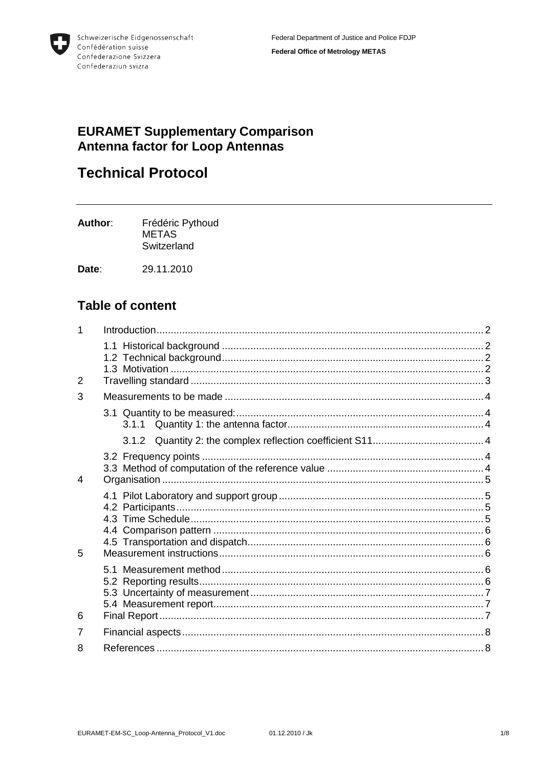Schweizerische Eidgenossenschaft
Confédération suisse
Confederazione Svizzera
Confederaziun svizra

Federal Department of Justice and Police FDJP

**Federal Office of Metrology METAS**

# EURAMET Supplementary Comparison
# Antenna factor for Loop Antennas

# Technical Protocol

---

**Author**: Frédéric Pythoud
METAS
Switzerland

**Date**: 29.11.2010

## Table of content

| | | |
|---|---|---|
| 1 | Introduction | 2 |
| | 1.1 Historical background | 2 |
| | 1.2 Technical background | 2 |
| | 1.3 Motivation | 2 |
| 2 | Travelling standard | 3 |
| 3 | Measurements to be made | 4 |
| | 3.1 Quantity to be measured: | 4 |
| | 3.1.1 Quantity 1: the antenna factor | 4 |
| | 3.1.2 Quantity 2: the complex reflection coefficient S11 | 4 |
| | 3.2 Frequency points | 4 |
| | 3.3 Method of computation of the reference value | 4 |
| 4 | Organisation | 5 |
| | 4.1 Pilot Laboratory and support group | 5 |
| | 4.2 Participants | 5 |
| | 4.3 Time Schedule | 5 |
| | 4.4 Comparison pattern | 6 |
| | 4.5 Transportation and dispatch | 6 |
| 5 | Measurement instructions | 6 |
| | 5.1 Measurement method | 6 |
| | 5.2 Reporting results | 6 |
| | 5.3 Uncertainty of measurement | 7 |
| | 5.4 Measurement report | 7 |
| 6 | Final Report | 7 |
| 7 | Financial aspects | 8 |
| 8 | References | 8 |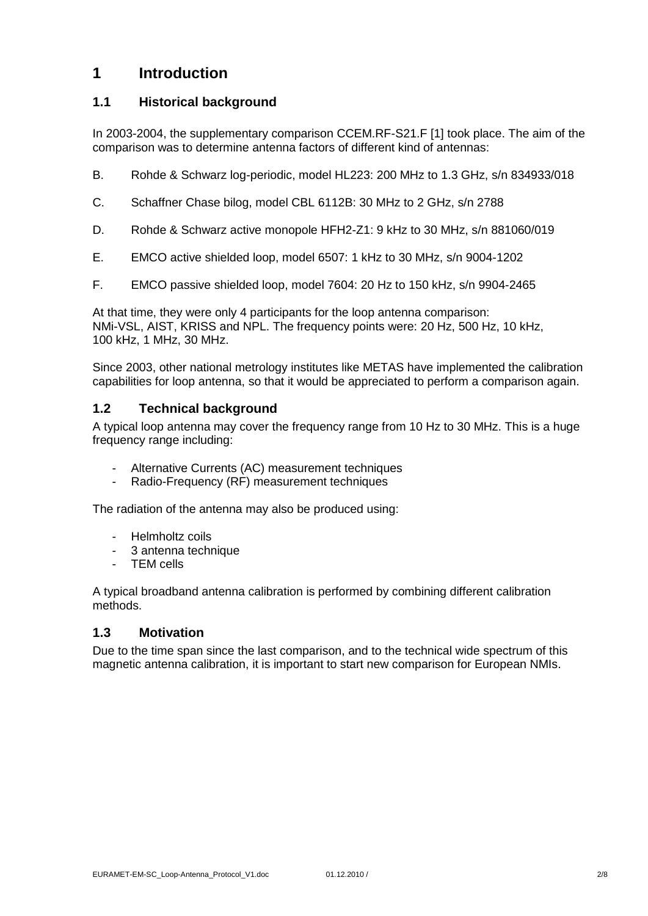# 1 Introduction

## 1.1 Historical background

In 2003-2004, the supplementary comparison CCEM.RF-S21.F [1] took place. The aim of the comparison was to determine antenna factors of different kind of antennas:

B. Rohde & Schwarz log-periodic, model HL223: 200 MHz to 1.3 GHz, s/n 834933/018

C. Schaffner Chase bilog, model CBL 6112B: 30 MHz to 2 GHz, s/n 2788

D. Rohde & Schwarz active monopole HFH2-Z1: 9 kHz to 30 MHz, s/n 881060/019

E. EMCO active shielded loop, model 6507: 1 kHz to 30 MHz, s/n 9004-1202

F. EMCO passive shielded loop, model 7604: 20 Hz to 150 kHz, s/n 9904-2465

At that time, they were only 4 participants for the loop antenna comparison: NMi-VSL, AIST, KRISS and NPL. The frequency points were: 20 Hz, 500 Hz, 10 kHz, 100 kHz, 1 MHz, 30 MHz.

Since 2003, other national metrology institutes like METAS have implemented the calibration capabilities for loop antenna, so that it would be appreciated to perform a comparison again.

## 1.2 Technical background

A typical loop antenna may cover the frequency range from 10 Hz to 30 MHz. This is a huge frequency range including:

- Alternative Currents (AC) measurement techniques
- Radio-Frequency (RF) measurement techniques

The radiation of the antenna may also be produced using:

- Helmholtz coils
- 3 antenna technique
- TEM cells

A typical broadband antenna calibration is performed by combining different calibration methods.

## 1.3 Motivation

Due to the time span since the last comparison, and to the technical wide spectrum of this magnetic antenna calibration, it is important to start new comparison for European NMIs.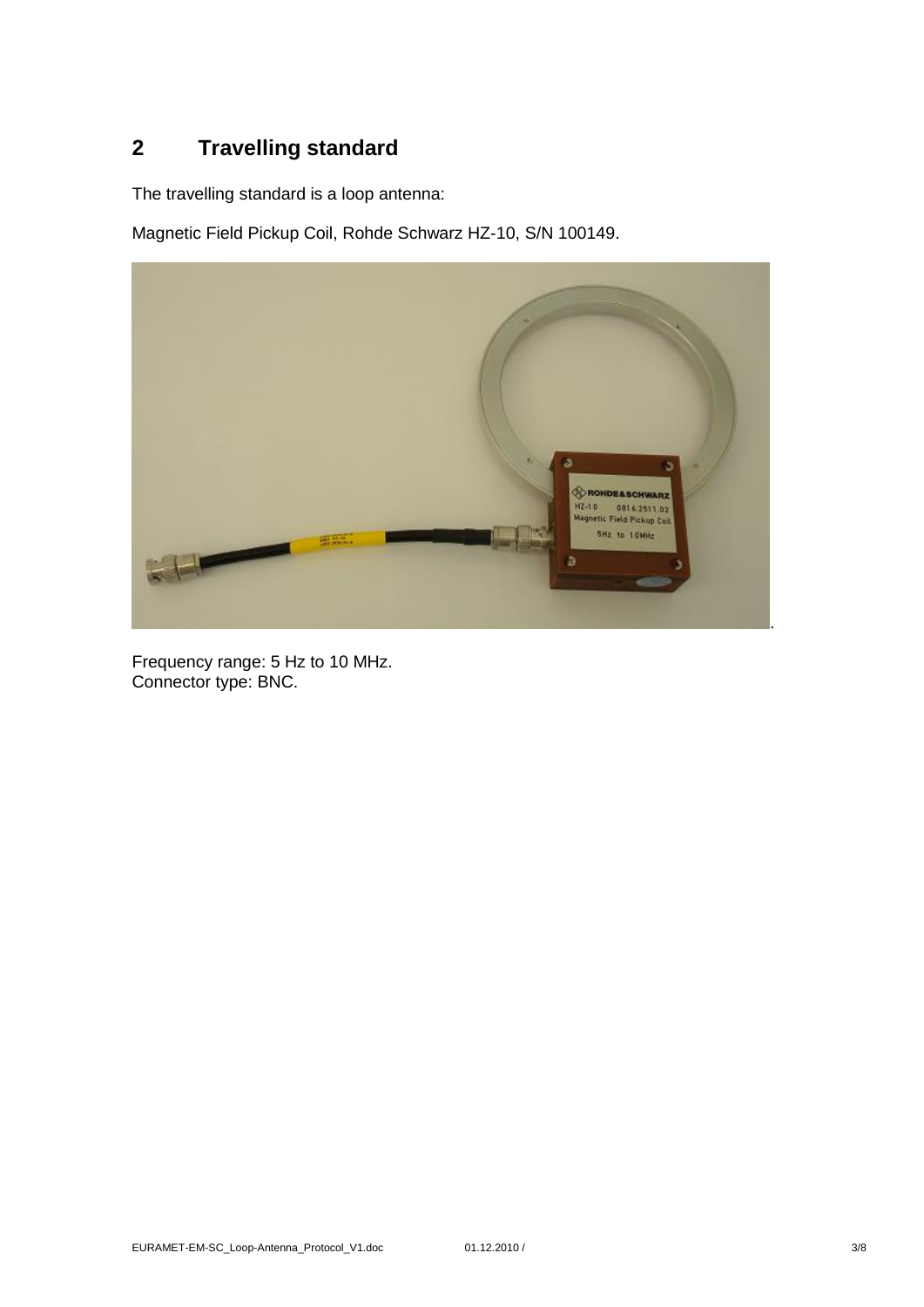## 2 Travelling standard

The travelling standard is a loop antenna:

Magnetic Field Pickup Coil, Rohde Schwarz HZ-10, S/N 100149.

Frequency range: 5 Hz to 10 MHz.
Connector type: BNC.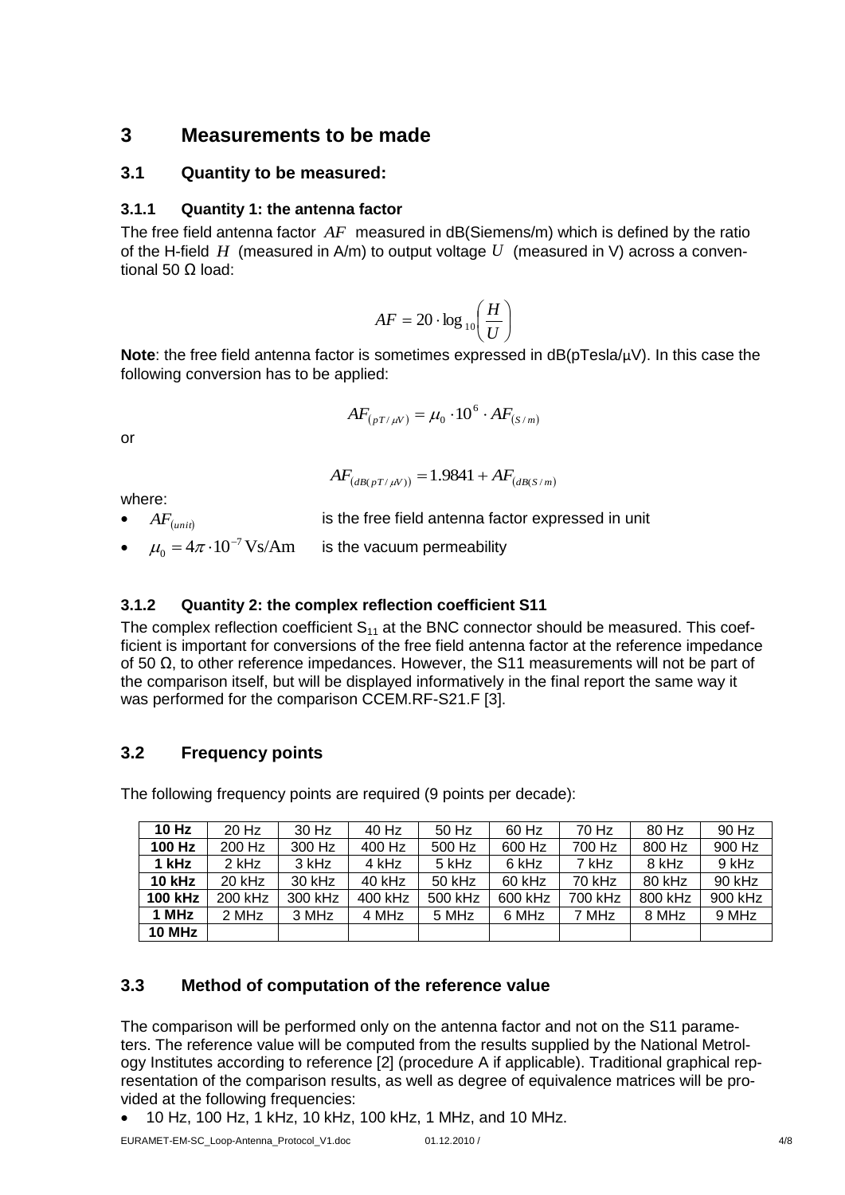# 3 Measurements to be made

## 3.1 Quantity to be measured:

### 3.1.1 Quantity 1: the antenna factor

The free field antenna factor $AF$ measured in dB(Siemens/m) which is defined by the ratio of the H-field $H$ (measured in A/m) to output voltage $U$ (measured in V) across a conventional 50 Ω load:

$$AF = 20 \cdot \log_{10}\left(\frac{H}{U}\right)$$

**Note**: the free field antenna factor is sometimes expressed in dB(pTesla/µV). In this case the following conversion has to be applied:

$$AF_{(pT/\mu V)} = \mu_0 \cdot 10^6 \cdot AF_{(S/m)}$$

or

$$AF_{(dB(pT/\mu V))} = 1.9841 + AF_{(dB(S/m))}$$

where:

- $AF_{(unit)}$ is the free field antenna factor expressed in unit
- $\mu_0 = 4\pi \cdot 10^{-7}\,\mathrm{Vs/Am}$ is the vacuum permeability

### 3.1.2 Quantity 2: the complex reflection coefficient S11

The complex reflection coefficient $S_{11}$ at the BNC connector should be measured. This coefficient is important for conversions of the free field antenna factor at the reference impedance of 50 Ω, to other reference impedances. However, the S11 measurements will not be part of the comparison itself, but will be displayed informatively in the final report the same way it was performed for the comparison CCEM.RF-S21.F [3].

## 3.2 Frequency points

The following frequency points are required (9 points per decade):

| **10 Hz** | 20 Hz | 30 Hz | 40 Hz | 50 Hz | 60 Hz | 70 Hz | 80 Hz | 90 Hz |
|---|---|---|---|---|---|---|---|---|
| **100 Hz** | 200 Hz | 300 Hz | 400 Hz | 500 Hz | 600 Hz | 700 Hz | 800 Hz | 900 Hz |
| **1 kHz** | 2 kHz | 3 kHz | 4 kHz | 5 kHz | 6 kHz | 7 kHz | 8 kHz | 9 kHz |
| **10 kHz** | 20 kHz | 30 kHz | 40 kHz | 50 kHz | 60 kHz | 70 kHz | 80 kHz | 90 kHz |
| **100 kHz** | 200 kHz | 300 kHz | 400 kHz | 500 kHz | 600 kHz | 700 kHz | 800 kHz | 900 kHz |
| **1 MHz** | 2 MHz | 3 MHz | 4 MHz | 5 MHz | 6 MHz | 7 MHz | 8 MHz | 9 MHz |
| **10 MHz** | | | | | | | | |

## 3.3 Method of computation of the reference value

The comparison will be performed only on the antenna factor and not on the S11 parameters. The reference value will be computed from the results supplied by the National Metrology Institutes according to reference [2] (procedure A if applicable). Traditional graphical representation of the comparison results, as well as degree of equivalence matrices will be provided at the following frequencies:

- 10 Hz, 100 Hz, 1 kHz, 10 kHz, 100 kHz, 1 MHz, and 10 MHz.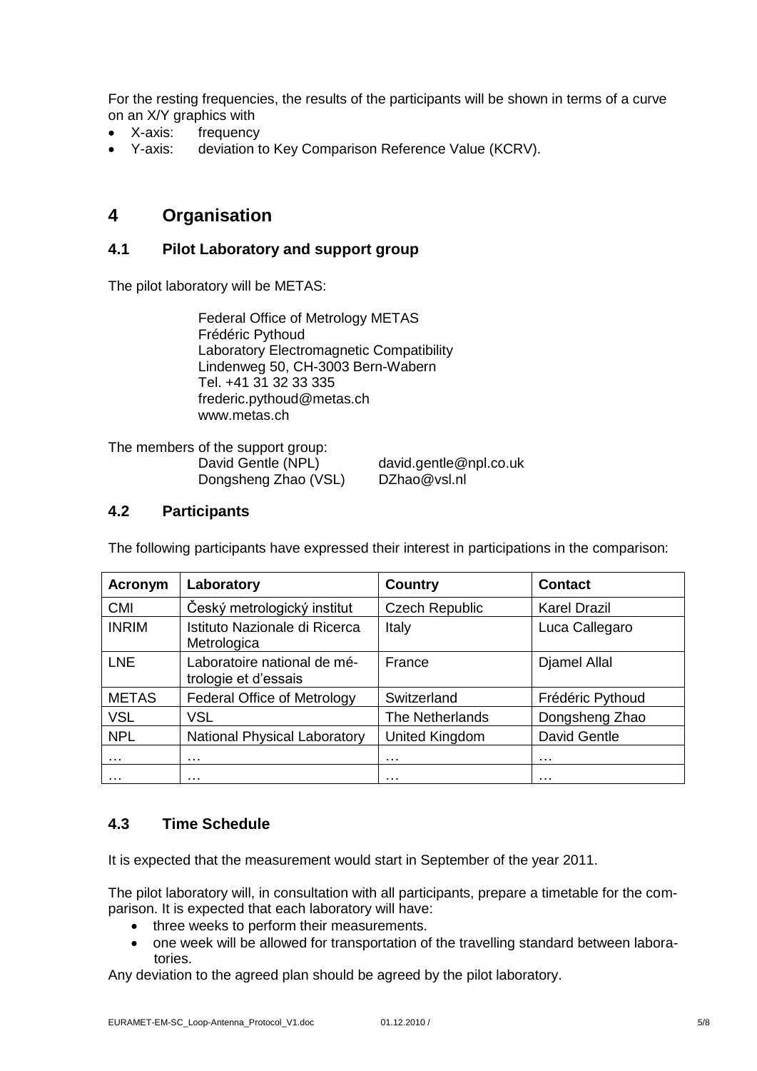For the resting frequencies, the results of the participants will be shown in terms of a curve on an X/Y graphics with

- X-axis: frequency
- Y-axis: deviation to Key Comparison Reference Value (KCRV).

## 4 Organisation

### 4.1 Pilot Laboratory and support group

The pilot laboratory will be METAS:

Federal Office of Metrology METAS
Frédéric Pythoud
Laboratory Electromagnetic Compatibility
Lindenweg 50, CH-3003 Bern-Wabern
Tel. +41 31 32 33 335
frederic.pythoud@metas.ch
www.metas.ch

The members of the support group:

David Gentle (NPL) david.gentle@npl.co.uk
Dongsheng Zhao (VSL) DZhao@vsl.nl

### 4.2 Participants

The following participants have expressed their interest in participations in the comparison:

| Acronym | Laboratory | Country | Contact |
|---|---|---|---|
| CMI | Český metrologický institut | Czech Republic | Karel Drazil |
| INRIM | Istituto Nazionale di Ricerca Metrologica | Italy | Luca Callegaro |
| LNE | Laboratoire national de métrologie et d'essais | France | Djamel Allal |
| METAS | Federal Office of Metrology | Switzerland | Frédéric Pythoud |
| VSL | VSL | The Netherlands | Dongsheng Zhao |
| NPL | National Physical Laboratory | United Kingdom | David Gentle |
| … | … | … | … |
| … | … | … | … |

### 4.3 Time Schedule

It is expected that the measurement would start in September of the year 2011.

The pilot laboratory will, in consultation with all participants, prepare a timetable for the comparison. It is expected that each laboratory will have:

- three weeks to perform their measurements.
- one week will be allowed for transportation of the travelling standard between laboratories.

Any deviation to the agreed plan should be agreed by the pilot laboratory.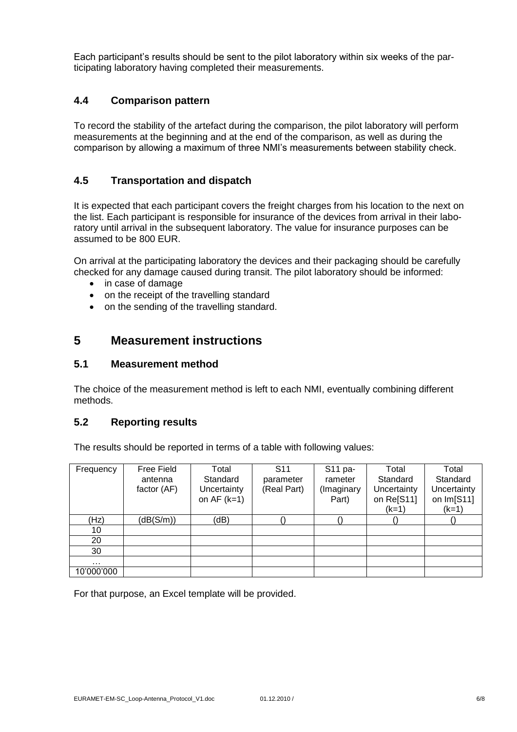Each participant's results should be sent to the pilot laboratory within six weeks of the participating laboratory having completed their measurements.

### 4.4 Comparison pattern

To record the stability of the artefact during the comparison, the pilot laboratory will perform measurements at the beginning and at the end of the comparison, as well as during the comparison by allowing a maximum of three NMI's measurements between stability check.

### 4.5 Transportation and dispatch

It is expected that each participant covers the freight charges from his location to the next on the list. Each participant is responsible for insurance of the devices from arrival in their laboratory until arrival in the subsequent laboratory. The value for insurance purposes can be assumed to be 800 EUR.

On arrival at the participating laboratory the devices and their packaging should be carefully checked for any damage caused during transit. The pilot laboratory should be informed:

- in case of damage
- on the receipt of the travelling standard
- on the sending of the travelling standard.

## 5 Measurement instructions

### 5.1 Measurement method

The choice of the measurement method is left to each NMI, eventually combining different methods.

### 5.2 Reporting results

The results should be reported in terms of a table with following values:

| Frequency | Free Field antenna factor (AF) | Total Standard Uncertainty on AF (k=1) | S11 parameter (Real Part) | S11 parameter (Imaginary Part) | Total Standard Uncertainty on Re[S11] (k=1) | Total Standard Uncertainty on Im[S11] (k=1) |
|---|---|---|---|---|---|---|
| (Hz) | (dB(S/m)) | (dB) | () | () | () | () |
| 10 | | | | | | |
| 20 | | | | | | |
| 30 | | | | | | |
| … | | | | | | |
| 10'000'000 | | | | | | |

For that purpose, an Excel template will be provided.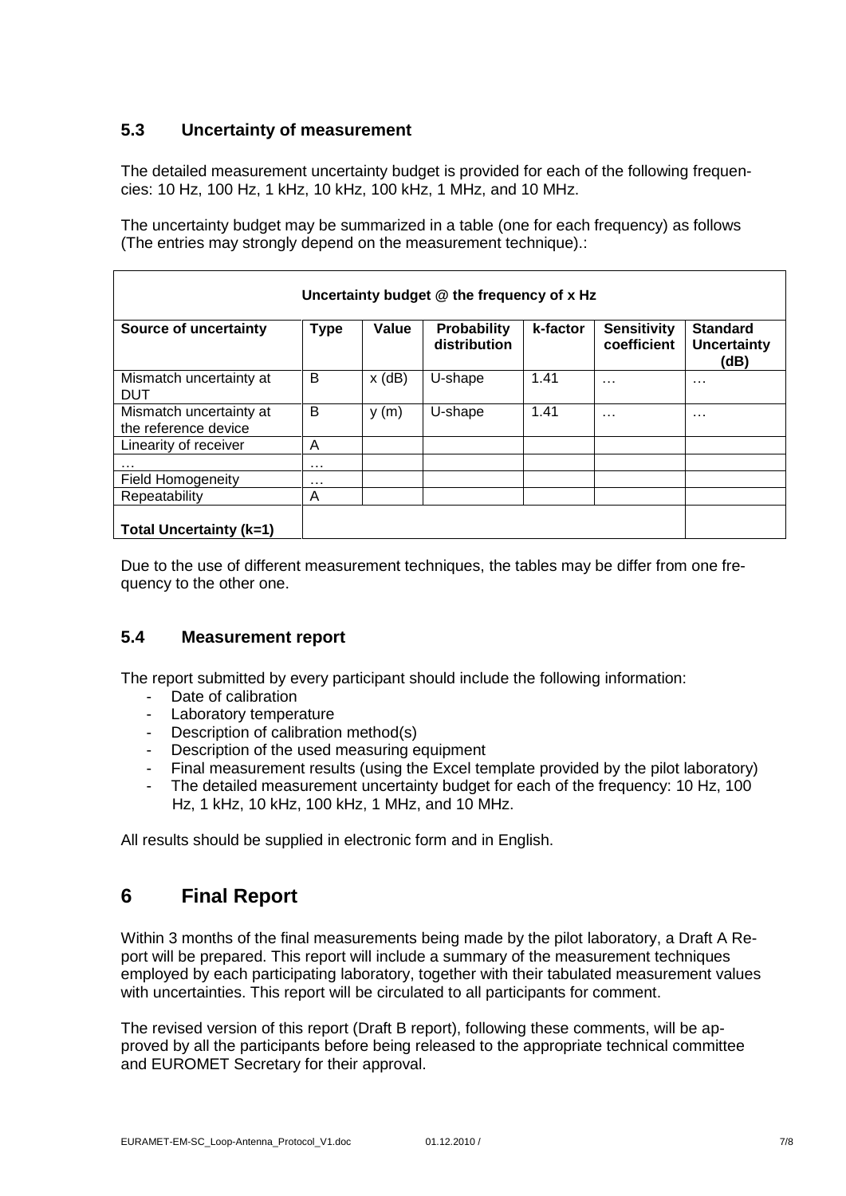### 5.3 Uncertainty of measurement

The detailed measurement uncertainty budget is provided for each of the following frequencies: 10 Hz, 100 Hz, 1 kHz, 10 kHz, 100 kHz, 1 MHz, and 10 MHz.

The uncertainty budget may be summarized in a table (one for each frequency) as follows (The entries may strongly depend on the measurement technique).:

| Uncertainty budget @ the frequency of x Hz | | | | | | |
|---|---|---|---|---|---|---|
| **Source of uncertainty** | **Type** | **Value** | **Probability distribution** | **k-factor** | **Sensitivity coefficient** | **Standard Uncertainty (dB)** |
| Mismatch uncertainty at DUT | B | x (dB) | U-shape | 1.41 | … | … |
| Mismatch uncertainty at the reference device | B | y (m) | U-shape | 1.41 | … | … |
| Linearity of receiver | A | | | | | |
| … | … | | | | | |
| Field Homogeneity | … | | | | | |
| Repeatability | A | | | | | |
| **Total Uncertainty (k=1)** | | | | | | |

Due to the use of different measurement techniques, the tables may be differ from one frequency to the other one.

### 5.4 Measurement report

The report submitted by every participant should include the following information:

- Date of calibration
- Laboratory temperature
- Description of calibration method(s)
- Description of the used measuring equipment
- Final measurement results (using the Excel template provided by the pilot laboratory)
- The detailed measurement uncertainty budget for each of the frequency: 10 Hz, 100 Hz, 1 kHz, 10 kHz, 100 kHz, 1 MHz, and 10 MHz.

All results should be supplied in electronic form and in English.

## 6 Final Report

Within 3 months of the final measurements being made by the pilot laboratory, a Draft A Report will be prepared. This report will include a summary of the measurement techniques employed by each participating laboratory, together with their tabulated measurement values with uncertainties. This report will be circulated to all participants for comment.

The revised version of this report (Draft B report), following these comments, will be approved by all the participants before being released to the appropriate technical committee and EUROMET Secretary for their approval.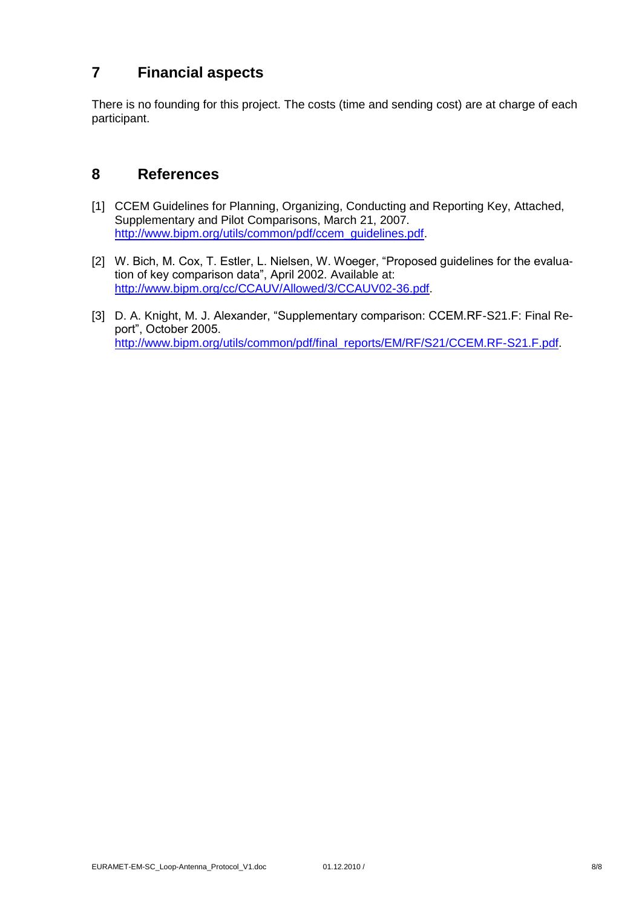## 7 Financial aspects

There is no founding for this project. The costs (time and sending cost) are at charge of each participant.

## 8 References

[1] CCEM Guidelines for Planning, Organizing, Conducting and Reporting Key, Attached, Supplementary and Pilot Comparisons, March 21, 2007. http://www.bipm.org/utils/common/pdf/ccem_guidelines.pdf.

[2] W. Bich, M. Cox, T. Estler, L. Nielsen, W. Woeger, "Proposed guidelines for the evaluation of key comparison data", April 2002. Available at: http://www.bipm.org/cc/CCAUV/Allowed/3/CCAUV02-36.pdf.

[3] D. A. Knight, M. J. Alexander, "Supplementary comparison: CCEM.RF-S21.F: Final Report", October 2005. http://www.bipm.org/utils/common/pdf/final_reports/EM/RF/S21/CCEM.RF-S21.F.pdf.